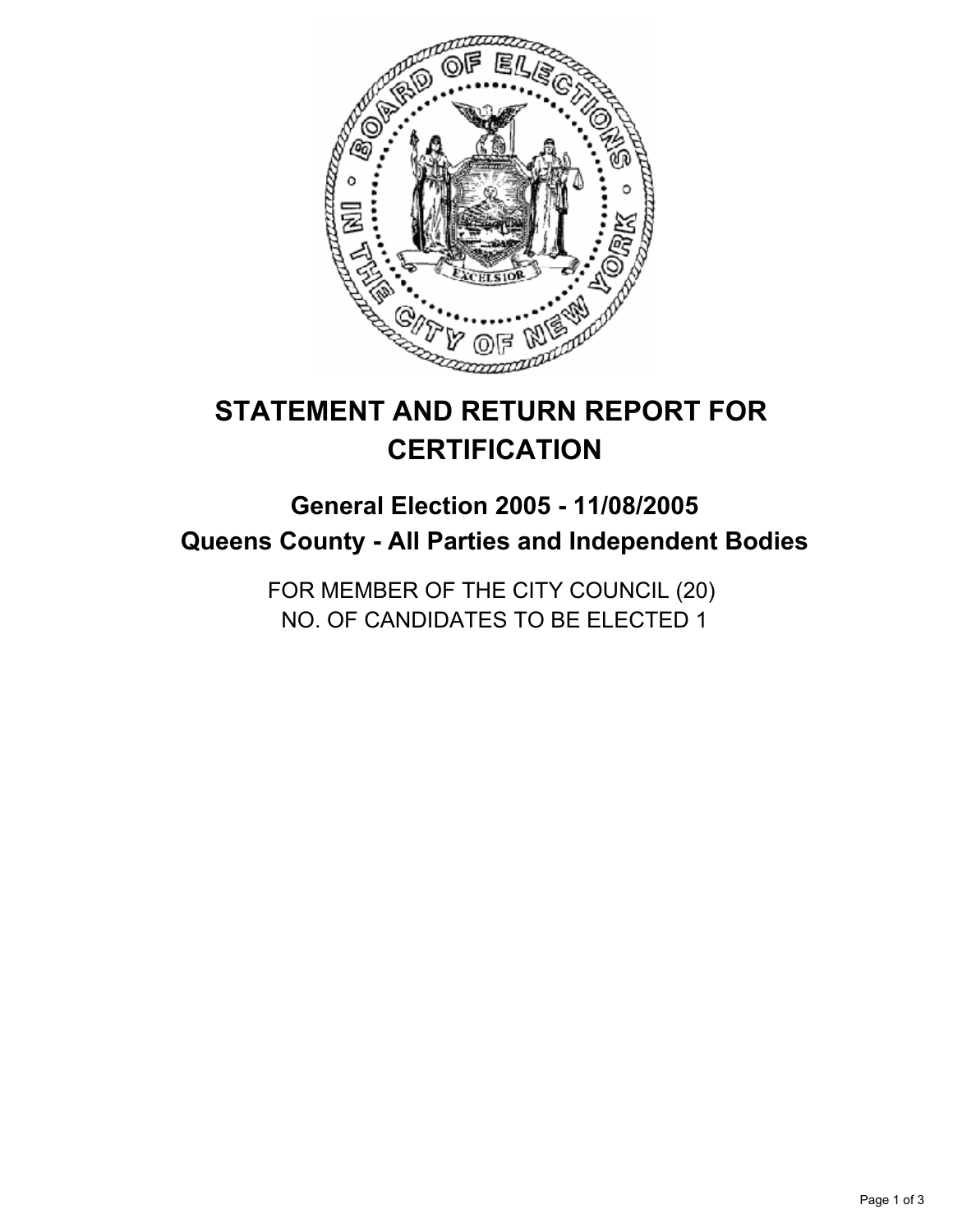# STATEMENT AND RETURN REPORT FOR CERTIFICATION

## General Election 2005 - 11/08/2005
## Queens County - All Parties and Independent Bodies

FOR MEMBER OF THE CITY COUNCIL (20)
NO. OF CANDIDATES TO BE ELECTED 1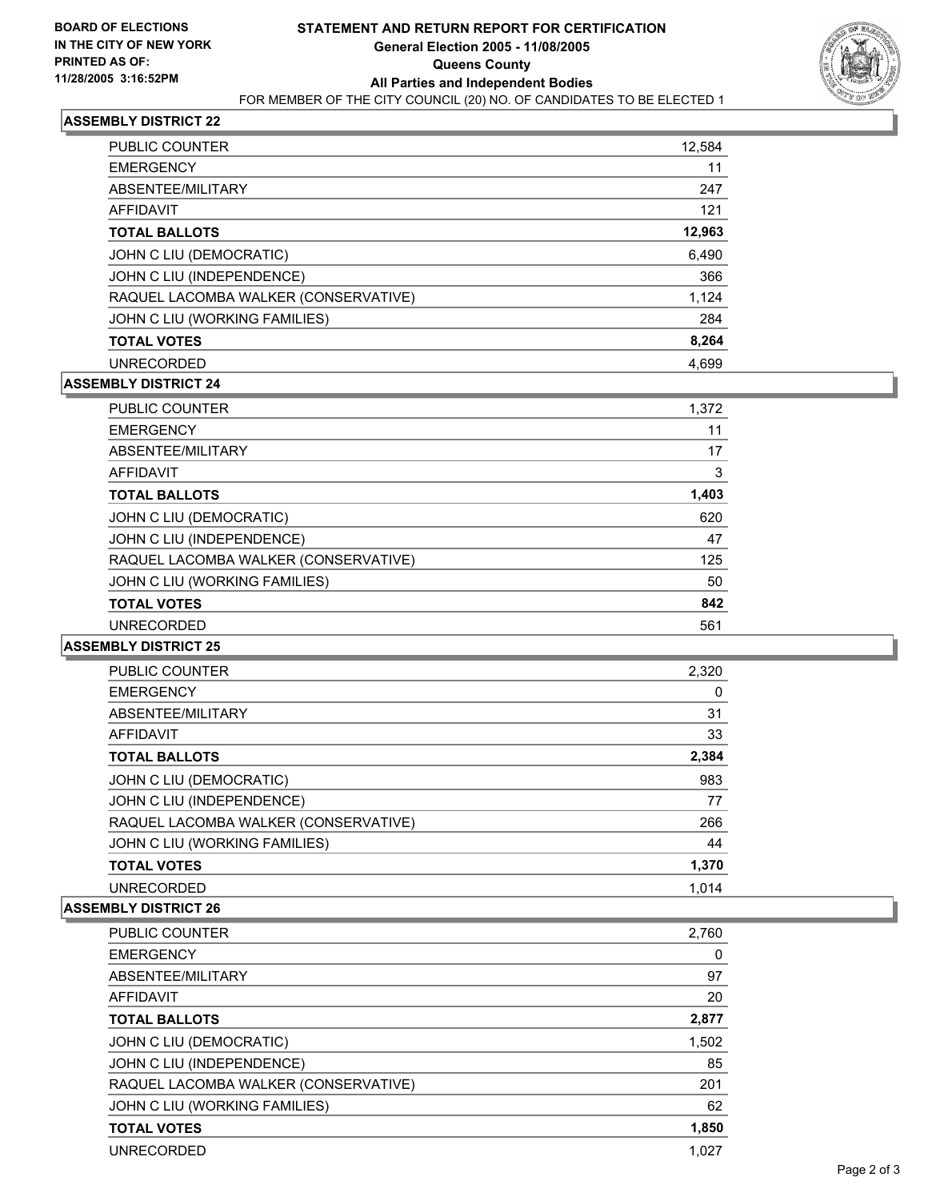**BOARD OF ELECTIONS IN THE CITY OF NEW YORK PRINTED AS OF: 11/28/2005 3:16:52PM**

# STATEMENT AND RETURN REPORT FOR CERTIFICATION
## General Election 2005 - 11/08/2005
## Queens County
## All Parties and Independent Bodies

FOR MEMBER OF THE CITY COUNCIL (20) NO. OF CANDIDATES TO BE ELECTED 1

### ASSEMBLY DISTRICT 22

| | |
|---|---|
| PUBLIC COUNTER | 12,584 |
| EMERGENCY | 11 |
| ABSENTEE/MILITARY | 247 |
| AFFIDAVIT | 121 |
| **TOTAL BALLOTS** | **12,963** |
| JOHN C LIU (DEMOCRATIC) | 6,490 |
| JOHN C LIU (INDEPENDENCE) | 366 |
| RAQUEL LACOMBA WALKER (CONSERVATIVE) | 1,124 |
| JOHN C LIU (WORKING FAMILIES) | 284 |
| **TOTAL VOTES** | **8,264** |
| UNRECORDED | 4,699 |

### ASSEMBLY DISTRICT 24

| | |
|---|---|
| PUBLIC COUNTER | 1,372 |
| EMERGENCY | 11 |
| ABSENTEE/MILITARY | 17 |
| AFFIDAVIT | 3 |
| **TOTAL BALLOTS** | **1,403** |
| JOHN C LIU (DEMOCRATIC) | 620 |
| JOHN C LIU (INDEPENDENCE) | 47 |
| RAQUEL LACOMBA WALKER (CONSERVATIVE) | 125 |
| JOHN C LIU (WORKING FAMILIES) | 50 |
| **TOTAL VOTES** | **842** |
| UNRECORDED | 561 |

### ASSEMBLY DISTRICT 25

| | |
|---|---|
| PUBLIC COUNTER | 2,320 |
| EMERGENCY | 0 |
| ABSENTEE/MILITARY | 31 |
| AFFIDAVIT | 33 |
| **TOTAL BALLOTS** | **2,384** |
| JOHN C LIU (DEMOCRATIC) | 983 |
| JOHN C LIU (INDEPENDENCE) | 77 |
| RAQUEL LACOMBA WALKER (CONSERVATIVE) | 266 |
| JOHN C LIU (WORKING FAMILIES) | 44 |
| **TOTAL VOTES** | **1,370** |
| UNRECORDED | 1,014 |

### ASSEMBLY DISTRICT 26

| | |
|---|---|
| PUBLIC COUNTER | 2,760 |
| EMERGENCY | 0 |
| ABSENTEE/MILITARY | 97 |
| AFFIDAVIT | 20 |
| **TOTAL BALLOTS** | **2,877** |
| JOHN C LIU (DEMOCRATIC) | 1,502 |
| JOHN C LIU (INDEPENDENCE) | 85 |
| RAQUEL LACOMBA WALKER (CONSERVATIVE) | 201 |
| JOHN C LIU (WORKING FAMILIES) | 62 |
| **TOTAL VOTES** | **1,850** |
| UNRECORDED | 1,027 |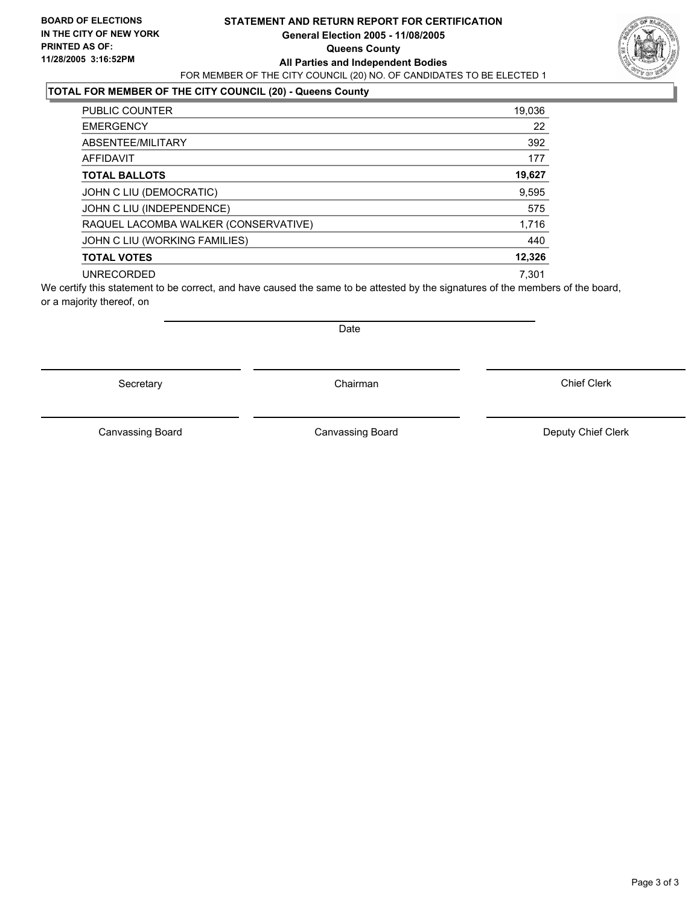**BOARD OF ELECTIONS IN THE CITY OF NEW YORK PRINTED AS OF: 11/28/2005 3:16:52PM**

**STATEMENT AND RETURN REPORT FOR CERTIFICATION**
**General Election 2005 - 11/08/2005**
**Queens County**
**All Parties and Independent Bodies**

FOR MEMBER OF THE CITY COUNCIL (20) NO. OF CANDIDATES TO BE ELECTED 1

## TOTAL FOR MEMBER OF THE CITY COUNCIL (20) - Queens County

| | |
|---|---|
| PUBLIC COUNTER | 19,036 |
| EMERGENCY | 22 |
| ABSENTEE/MILITARY | 392 |
| AFFIDAVIT | 177 |
| **TOTAL BALLOTS** | **19,627** |
| JOHN C LIU (DEMOCRATIC) | 9,595 |
| JOHN C LIU (INDEPENDENCE) | 575 |
| RAQUEL LACOMBA WALKER (CONSERVATIVE) | 1,716 |
| JOHN C LIU (WORKING FAMILIES) | 440 |
| **TOTAL VOTES** | **12,326** |
| UNRECORDED | 7,301 |

We certify this statement to be correct, and have caused the same to be attested by the signatures of the members of the board, or a majority thereof, on

Date

Secretary | Chairman | Chief Clerk

Canvassing Board | Canvassing Board | Deputy Chief Clerk